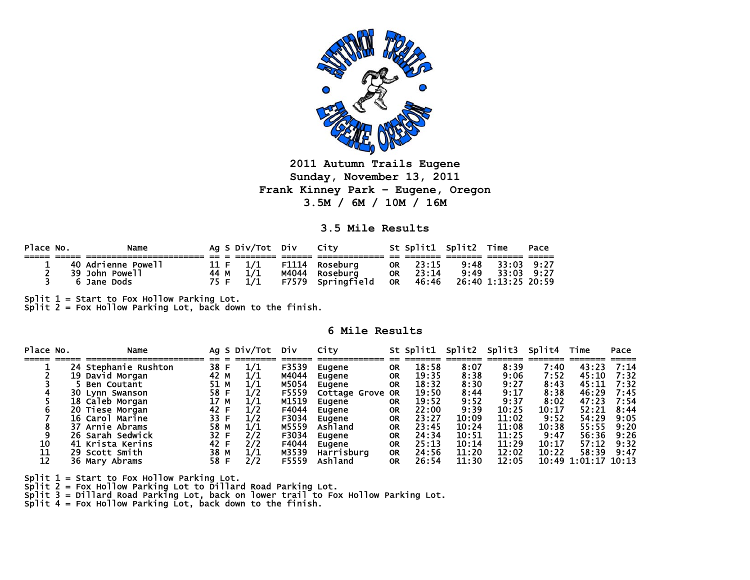# 2011 Autumn Trails Eugene

**Sunday, November 13, 2011**

**Frank Kinney Park - Eugene, Oregon**

**3.5M / 6M / 10M / 16M**

## 3.5 Mile Results

| Place | No. | Name | Ag | S | Div/Tot | Div | City | St | Split1 | Split2 | Time | Pace |
|---|---|---|---|---|---|---|---|---|---|---|---|---|
| 1 | 40 | Adrienne Powell | 11 | F | 1/1 | F1114 | Roseburg | OR | 23:15 | 9:48 | 33:03 | 9:27 |
| 2 | 39 | John Powell | 44 | M | 1/1 | M4044 | Roseburg | OR | 23:14 | 9:49 | 33:03 | 9:27 |
| 3 | 6 | Jane Dods | 75 | F | 1/1 | F7579 | Springfield | OR | 46:46 | 26:40 | 1:13:25 | 20:59 |

Split 1 = Start to Fox Hollow Parking Lot.
Split 2 = Fox Hollow Parking Lot, back down to the finish.

## 6 Mile Results

| Place | No. | Name | Ag | S | Div/Tot | Div | City | St | Split1 | Split2 | Split3 | Split4 | Time | Pace |
|---|---|---|---|---|---|---|---|---|---|---|---|---|---|---|
| 1 | 24 | Stephanie Rushton | 38 | F | 1/1 | F3539 | Eugene | OR | 18:58 | 8:07 | 8:39 | 7:40 | 43:23 | 7:14 |
| 2 | 19 | David Morgan | 42 | M | 1/1 | M4044 | Eugene | OR | 19:35 | 8:38 | 9:06 | 7:52 | 45:10 | 7:32 |
| 3 | 5 | Ben Coutant | 51 | M | 1/1 | M5054 | Eugene | OR | 18:32 | 8:30 | 9:27 | 8:43 | 45:11 | 7:32 |
| 4 | 30 | Lynn Swanson | 58 | F | 1/2 | F5559 | Cottage Grove | OR | 19:50 | 8:44 | 9:17 | 8:38 | 46:29 | 7:45 |
| 5 | 18 | Caleb Morgan | 17 | M | 1/1 | M1519 | Eugene | OR | 19:52 | 9:52 | 9:37 | 8:02 | 47:23 | 7:54 |
| 6 | 20 | Tiese Morgan | 42 | F | 1/2 | F4044 | Eugene | OR | 22:00 | 9:39 | 10:25 | 10:17 | 52:21 | 8:44 |
| 7 | 16 | Carol Marine | 33 | F | 1/2 | F3034 | Eugene | OR | 23:27 | 10:09 | 11:02 | 9:52 | 54:29 | 9:05 |
| 8 | 37 | Arnie Abrams | 58 | M | 1/1 | M5559 | Ashland | OR | 23:45 | 10:24 | 11:08 | 10:38 | 55:55 | 9:20 |
| 9 | 26 | Sarah Sedwick | 32 | F | 2/2 | F3034 | Eugene | OR | 24:34 | 10:51 | 11:25 | 9:47 | 56:36 | 9:26 |
| 10 | 41 | Krista Kerins | 42 | F | 2/2 | F4044 | Eugene | OR | 25:13 | 10:14 | 11:29 | 10:17 | 57:12 | 9:32 |
| 11 | 29 | Scott Smith | 38 | M | 1/1 | M3539 | Harrisburg | OR | 24:56 | 11:20 | 12:02 | 10:22 | 58:39 | 9:47 |
| 12 | 36 | Mary Abrams | 58 | F | 2/2 | F5559 | Ashland | OR | 26:54 | 11:30 | 12:05 | 10:49 | 1:01:17 | 10:13 |

Split 1 = Start to Fox Hollow Parking Lot.
Split 2 = Fox Hollow Parking Lot to Dillard Road Parking Lot.
Split 3 = Dillard Road Parking Lot, back on lower trail to Fox Hollow Parking Lot.
Split 4 = Fox Hollow Parking Lot, back down to the finish.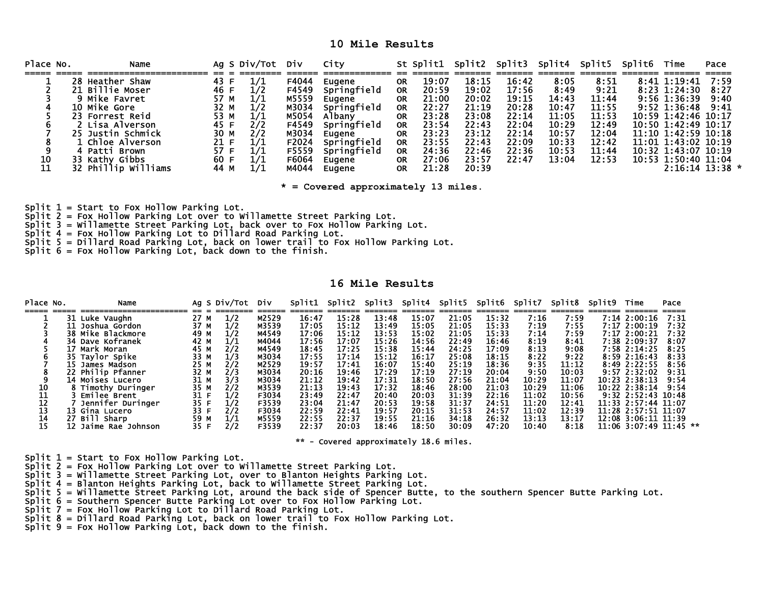## 10 Mile Results

| Place | No. | Name | Ag | S | Div/Tot | Div | City | St | Split1 | Split2 | Split3 | Split4 | Split5 | Split6 | Time | Pace |
|---|---|---|---|---|---|---|---|---|---|---|---|---|---|---|---|---|
| 1 | 28 | Heather Shaw | 43 | F | 1/1 | F4044 | Eugene | OR | 19:07 | 18:15 | 16:42 | 8:05 | 8:51 | 8:41 | 1:19:41 | 7:59 |
| 2 | 21 | Billie Moser | 46 | F | 1/2 | F4549 | Springfield | OR | 20:59 | 19:02 | 17:56 | 8:49 | 9:21 | 8:23 | 1:24:30 | 8:27 |
| 3 | 9 | Mike Favret | 57 | M | 1/1 | M5559 | Eugene | OR | 21:00 | 20:02 | 19:15 | 14:43 | 11:44 | 9:56 | 1:36:39 | 9:40 |
| 4 | 10 | Mike Gore | 32 | M | 1/2 | M3034 | Springfield | OR | 22:27 | 21:19 | 20:28 | 10:47 | 11:55 | 9:52 | 1:36:48 | 9:41 |
| 5 | 23 | Forrest Reid | 53 | M | 1/1 | M5054 | Albany | OR | 23:28 | 23:08 | 22:14 | 11:05 | 11:53 | 10:59 | 1:42:46 | 10:17 |
| 6 | 2 | Lisa Alverson | 45 | F | 2/2 | F4549 | Springfield | OR | 23:54 | 22:43 | 22:04 | 10:29 | 12:49 | 10:50 | 1:42:49 | 10:17 |
| 7 | 25 | Justin Schmick | 30 | M | 2/2 | M3034 | Eugene | OR | 23:23 | 23:12 | 22:14 | 10:57 | 12:04 | 11:10 | 1:42:59 | 10:18 |
| 8 | 1 | Chloe Alverson | 21 | F | 1/1 | F2024 | Springfield | OR | 23:55 | 22:43 | 22:09 | 10:33 | 12:42 | 11:01 | 1:43:02 | 10:19 |
| 9 | 4 | Patti Brown | 57 | F | 1/1 | F5559 | Springfield | OR | 24:36 | 22:46 | 22:36 | 10:53 | 11:44 | 10:32 | 1:43:07 | 10:19 |
| 10 | 33 | Kathy Gibbs | 60 | F | 1/1 | F6064 | Eugene | OR | 27:06 | 23:57 | 22:47 | 13:04 | 12:53 | 10:53 | 1:50:40 | 11:04 |
| 11 | 32 | Phillip Williams | 44 | M | 1/1 | M4044 | Eugene | OR | 21:28 | 20:39 | | | | | 2:16:14 | 13:38 * |

* = Covered approximately 13 miles.

Split 1 = Start to Fox Hollow Parking Lot.
Split 2 = Fox Hollow Parking Lot over to Willamette Street Parking Lot.
Split 3 = Willamette Street Parking Lot, back over to Fox Hollow Parking Lot.
Split 4 = Fox Hollow Parking Lot to Dillard Road Parking Lot.
Split 5 = Dillard Road Parking Lot, back on lower trail to Fox Hollow Parking Lot.
Split 6 = Fox Hollow Parking Lot, back down to the finish.

## 16 Mile Results

| Place | No. | Name | Ag | S | Div/Tot | Div | Split1 | Split2 | Split3 | Split4 | Split5 | Split6 | Split7 | Split8 | Split9 | Time | Pace |
|---|---|---|---|---|---|---|---|---|---|---|---|---|---|---|---|---|---|
| 1 | 31 | Luke Vaughn | 27 | M | 1/2 | M2529 | 16:47 | 15:28 | 13:48 | 15:07 | 21:05 | 15:32 | 7:16 | 7:59 | 7:14 | 2:00:16 | 7:31 |
| 2 | 11 | Joshua Gordon | 37 | M | 1/2 | M3539 | 17:05 | 15:12 | 13:49 | 15:05 | 21:05 | 15:33 | 7:19 | 7:55 | 7:17 | 2:00:19 | 7:32 |
| 3 | 38 | Mike Blackmore | 49 | M | 1/2 | M4549 | 17:06 | 15:12 | 13:53 | 15:02 | 21:05 | 15:33 | 7:14 | 7:59 | 7:17 | 2:00:21 | 7:32 |
| 4 | 34 | Dave Kofranek | 42 | M | 1/1 | M4044 | 17:56 | 17:07 | 15:26 | 14:56 | 22:49 | 16:46 | 8:19 | 8:41 | 7:38 | 2:09:37 | 8:07 |
| 5 | 17 | Mark Moran | 45 | M | 2/2 | M4549 | 18:45 | 17:25 | 15:38 | 15:44 | 24:25 | 17:09 | 8:13 | 9:08 | 7:58 | 2:14:25 | 8:25 |
| 6 | 35 | Taylor Spike | 33 | M | 1/3 | M3034 | 17:55 | 17:14 | 15:12 | 16:17 | 25:08 | 18:15 | 8:22 | 9:22 | 8:59 | 2:16:43 | 8:33 |
| 7 | 15 | James Madson | 25 | M | 2/2 | M2529 | 19:57 | 17:41 | 16:07 | 15:40 | 25:19 | 18:36 | 9:35 | 11:12 | 8:49 | 2:22:55 | 8:56 |
| 8 | 22 | Philip Pfanner | 32 | M | 2/3 | M3034 | 20:16 | 19:46 | 17:29 | 17:19 | 27:19 | 20:04 | 9:50 | 10:03 | 9:57 | 2:32:02 | 9:31 |
| 9 | 14 | Moises Lucero | 31 | M | 3/3 | M3034 | 21:12 | 19:42 | 17:31 | 18:50 | 27:56 | 21:04 | 10:29 | 11:07 | 10:23 | 2:38:13 | 9:54 |
| 10 | 8 | Timothy Duringer | 35 | M | 2/2 | M3539 | 21:13 | 19:43 | 17:32 | 18:46 | 28:00 | 21:03 | 10:29 | 11:06 | 10:22 | 2:38:14 | 9:54 |
| 11 | 3 | Emilee Brent | 31 | F | 1/2 | F3034 | 23:49 | 22:47 | 20:40 | 20:03 | 31:39 | 22:16 | 11:02 | 10:56 | 9:32 | 2:52:43 | 10:48 |
| 12 | 7 | Jennifer Duringer | 35 | F | 1/2 | F3539 | 23:04 | 21:47 | 20:53 | 19:58 | 31:37 | 24:51 | 11:20 | 12:41 | 11:33 | 2:57:44 | 11:07 |
| 13 | 13 | Gina Lucero | 33 | F | 2/2 | F3034 | 22:59 | 22:41 | 19:57 | 20:15 | 31:53 | 24:57 | 11:02 | 12:39 | 11:28 | 2:57:51 | 11:07 |
| 14 | 27 | Bill Sharp | 59 | M | 1/1 | M5559 | 22:55 | 22:37 | 19:55 | 21:16 | 34:18 | 26:32 | 13:13 | 13:17 | 12:08 | 3:06:11 | 11:39 |
| 15 | 12 | Jaime Rae Johnson | 35 | F | 2/2 | F3539 | 22:37 | 20:03 | 18:46 | 18:50 | 30:09 | 47:20 | 10:40 | 8:18 | 11:06 | 3:07:49 | 11:45 ** |

** - Covered approximately 18.6 miles.

Split 1 = Start to Fox Hollow Parking Lot.
Split 2 = Fox Hollow Parking Lot over to Willamette Street Parking Lot.
Split 3 = Willamette Street Parking Lot, over to Blanton Heights Parking Lot.
Split 4 = Blanton Heights Parking Lot, back to Willamette Street Parking Lot.
Split 5 = Willamette Street Parking Lot, around the back side of Spencer Butte, to the southern Spencer Butte Parking Lot.
Split 6 = Southern Spencer Butte Parking Lot over to Fox Hollow Parking Lot.
Split 7 = Fox Hollow Parking Lot to Dillard Road Parking Lot.
Split 8 = Dillard Road Parking Lot, back on lower trail to Fox Hollow Parking Lot.
Split 9 = Fox Hollow Parking Lot, back down to the finish.